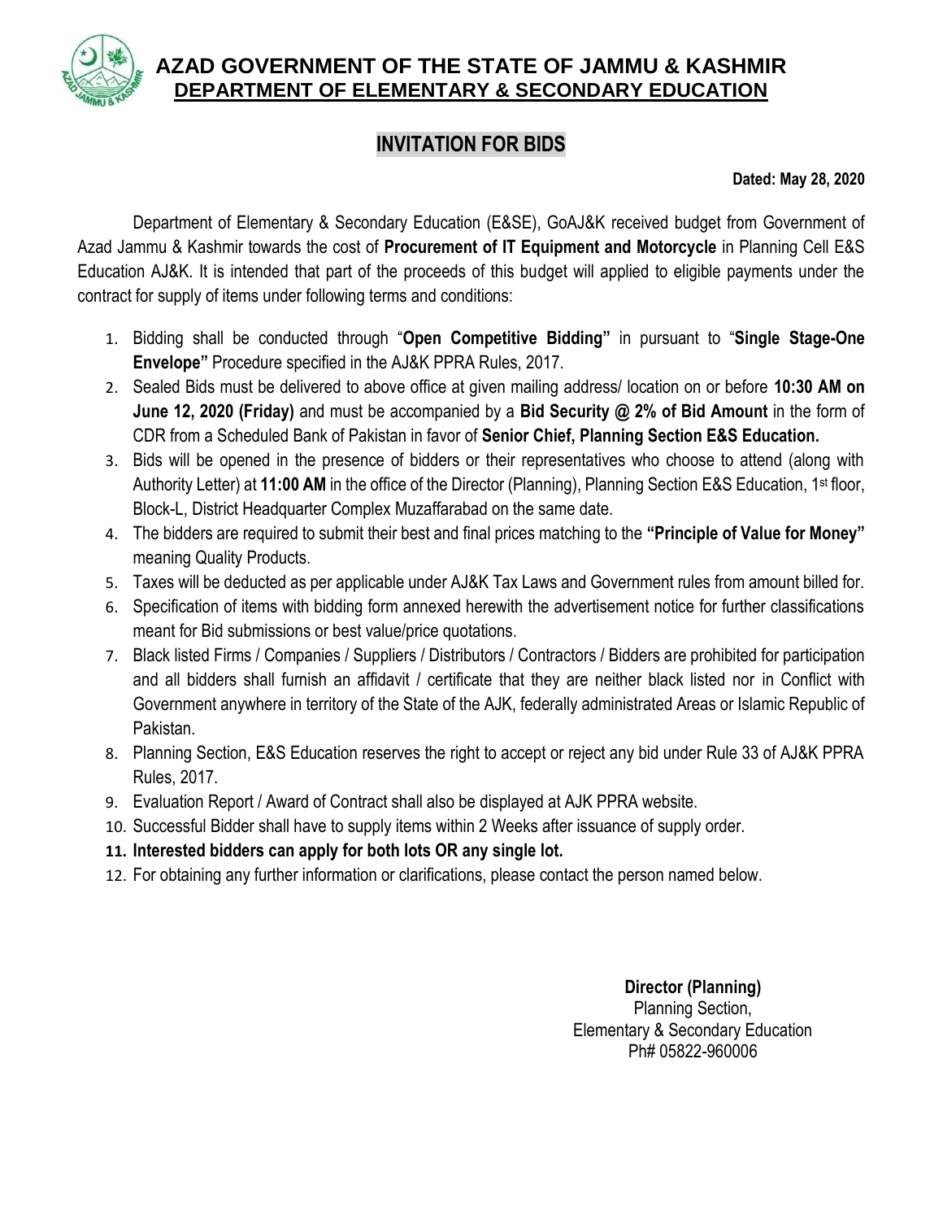# AZAD GOVERNMENT OF THE STATE OF JAMMU & KASHMIR

## DEPARTMENT OF ELEMENTARY & SECONDARY EDUCATION

## INVITATION FOR BIDS

**Dated: May 28, 2020**

Department of Elementary & Secondary Education (E&SE), GoAJ&K received budget from Government of Azad Jammu & Kashmir towards the cost of **Procurement of IT Equipment and Motorcycle** in Planning Cell E&S Education AJ&K. It is intended that part of the proceeds of this budget will applied to eligible payments under the contract for supply of items under following terms and conditions:

1. Bidding shall be conducted through "**Open Competitive Bidding"** in pursuant to "**Single Stage-One Envelope"** Procedure specified in the AJ&K PPRA Rules, 2017.
2. Sealed Bids must be delivered to above office at given mailing address/ location on or before **10:30 AM on June 12, 2020 (Friday)** and must be accompanied by a **Bid Security @ 2% of Bid Amount** in the form of CDR from a Scheduled Bank of Pakistan in favor of **Senior Chief, Planning Section E&S Education.**
3. Bids will be opened in the presence of bidders or their representatives who choose to attend (along with Authority Letter) at **11:00 AM** in the office of the Director (Planning), Planning Section E&S Education, 1st floor, Block-L, District Headquarter Complex Muzaffarabad on the same date.
4. The bidders are required to submit their best and final prices matching to the **"Principle of Value for Money"** meaning Quality Products.
5. Taxes will be deducted as per applicable under AJ&K Tax Laws and Government rules from amount billed for.
6. Specification of items with bidding form annexed herewith the advertisement notice for further classifications meant for Bid submissions or best value/price quotations.
7. Black listed Firms / Companies / Suppliers / Distributors / Contractors / Bidders are prohibited for participation and all bidders shall furnish an affidavit / certificate that they are neither black listed nor in Conflict with Government anywhere in territory of the State of the AJK, federally administrated Areas or Islamic Republic of Pakistan.
8. Planning Section, E&S Education reserves the right to accept or reject any bid under Rule 33 of AJ&K PPRA Rules, 2017.
9. Evaluation Report / Award of Contract shall also be displayed at AJK PPRA website.
10. Successful Bidder shall have to supply items within 2 Weeks after issuance of supply order.
11. **Interested bidders can apply for both lots OR any single lot.**
12. For obtaining any further information or clarifications, please contact the person named below.

**Director (Planning)**
Planning Section,
Elementary & Secondary Education
Ph# 05822-960006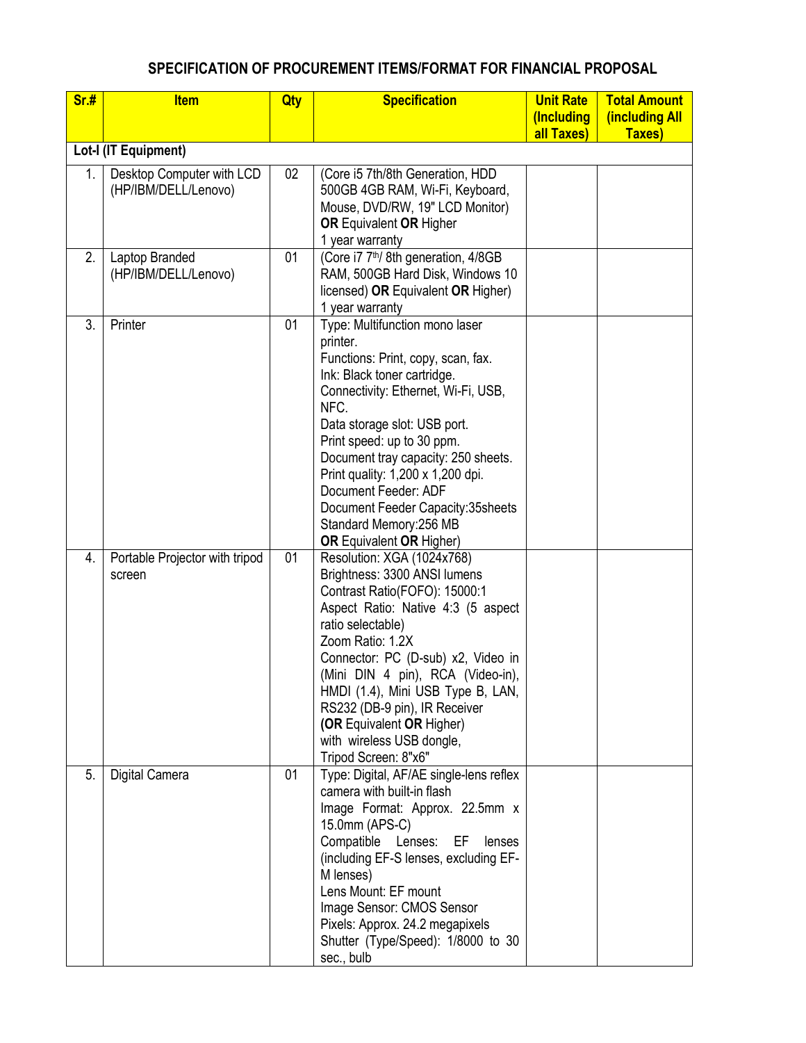## SPECIFICATION OF PROCUREMENT ITEMS/FORMAT FOR FINANCIAL PROPOSAL

| Sr.# | Item | Qty | Specification | Unit Rate (Including all Taxes) | Total Amount (including All Taxes) |
|---|---|---|---|---|---|
| **Lot-I (IT Equipment)** | | | | | |
| 1. | Desktop Computer with LCD (HP/IBM/DELL/Lenovo) | 02 | (Core i5 7th/8th Generation, HDD 500GB 4GB RAM, Wi-Fi, Keyboard, Mouse, DVD/RW, 19" LCD Monitor) **OR** Equivalent **OR** Higher<br>1 year warranty | | |
| 2. | Laptop Branded (HP/IBM/DELL/Lenovo) | 01 | (Core i7 7th/ 8th generation, 4/8GB RAM, 500GB Hard Disk, Windows 10 licensed) **OR** Equivalent **OR** Higher)<br>1 year warranty | | |
| 3. | Printer | 01 | Type: Multifunction mono laser printer.<br>Functions: Print, copy, scan, fax.<br>Ink: Black toner cartridge.<br>Connectivity: Ethernet, Wi-Fi, USB, NFC.<br>Data storage slot: USB port.<br>Print speed: up to 30 ppm.<br>Document tray capacity: 250 sheets.<br>Print quality: 1,200 x 1,200 dpi.<br>Document Feeder: ADF<br>Document Feeder Capacity:35sheets<br>Standard Memory:256 MB<br>**OR** Equivalent **OR** Higher) | | |
| 4. | Portable Projector with tripod screen | 01 | Resolution: XGA (1024x768)<br>Brightness: 3300 ANSI lumens<br>Contrast Ratio(FOFO): 15000:1<br>Aspect Ratio: Native 4:3 (5 aspect ratio selectable)<br>Zoom Ratio: 1.2X<br>Connector: PC (D-sub) x2, Video in (Mini DIN 4 pin), RCA (Video-in), HMDI (1.4), Mini USB Type B, LAN, RS232 (DB-9 pin), IR Receiver<br>(**OR** Equivalent **OR** Higher)<br>with wireless USB dongle,<br>Tripod Screen: 8"x6" | | |
| 5. | Digital Camera | 01 | Type: Digital, AF/AE single-lens reflex camera with built-in flash<br>Image Format: Approx. 22.5mm x 15.0mm (APS-C)<br>Compatible Lenses: EF lenses (including EF-S lenses, excluding EF-M lenses)<br>Lens Mount: EF mount<br>Image Sensor: CMOS Sensor<br>Pixels: Approx. 24.2 megapixels<br>Shutter (Type/Speed): 1/8000 to 30 sec., bulb | | |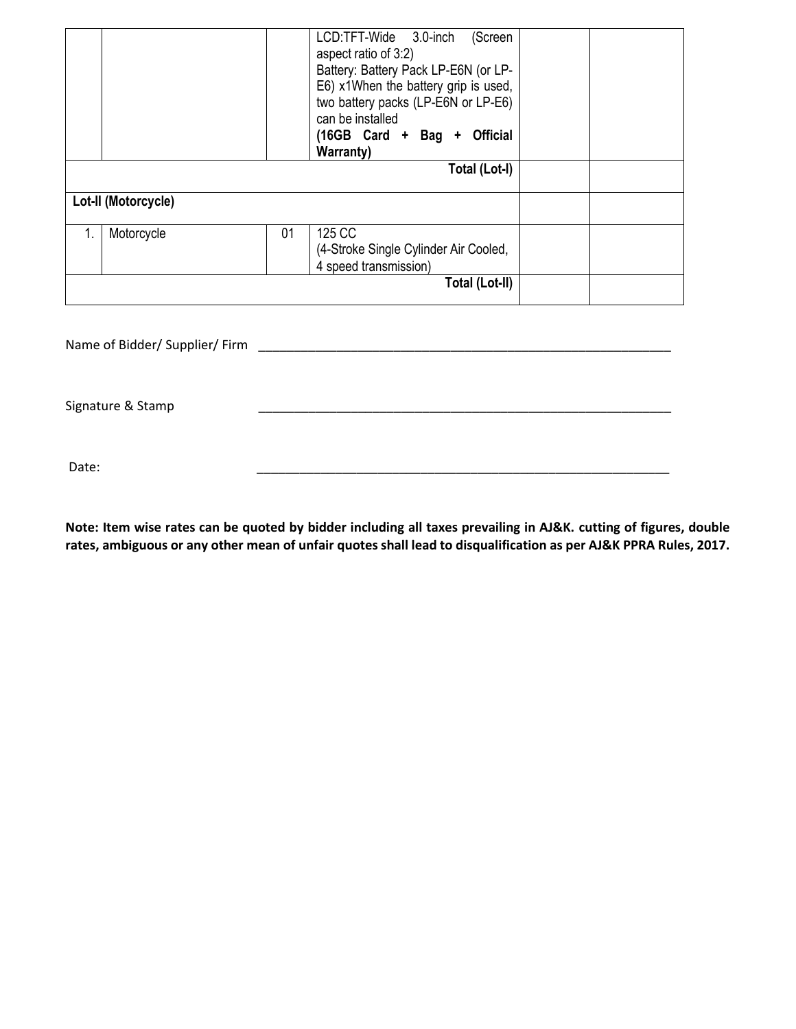| | | | | | |
|---|---|---|---|---|---|
| | | | LCD:TFT-Wide 3.0-inch (Screen aspect ratio of 3:2)<br>Battery: Battery Pack LP-E6N (or LP-E6) x1When the battery grip is used, two battery packs (LP-E6N or LP-E6) can be installed<br>**(16GB Card + Bag + Official Warranty)** | | |
| | | | **Total (Lot-I)** | | |
| **Lot-II (Motorcycle)** | | | | | |
| 1. | Motorcycle | 01 | 125 CC<br>(4-Stroke Single Cylinder Air Cooled, 4 speed transmission) | | |
| | | | **Total (Lot-II)** | | |

Name of Bidder/ Supplier/ Firm ______________________________________________

Signature & Stamp ______________________________________________

Date: ______________________________________________

**Note: Item wise rates can be quoted by bidder including all taxes prevailing in AJ&K. cutting of figures, double rates, ambiguous or any other mean of unfair quotes shall lead to disqualification as per AJ&K PPRA Rules, 2017.**